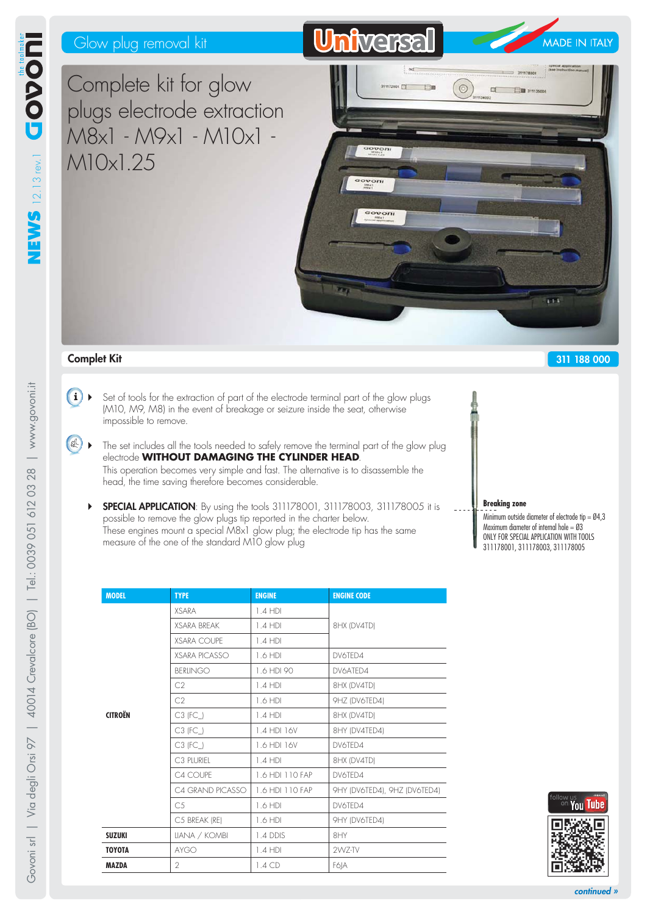Glow plug removal kit

**Universal**

MADE IN ITALY

# Complete kit for glow plugs electrode extraction M8x1 - M9x1 - M10x1 - M10x1.25

## Complet Kit

**311 188 000**

- Set of tools for the extraction of part of the electrode terminal part of the glow plugs (M10, M9, M8) in the event of breakage or seizure inside the seat, otherwise impossible to remove.

- The set includes all the tools needed to safely remove the terminal part of the glow plug electrode **WITHOUT DAMAGING THE CYLINDER HEAD**.
  This operation becomes very simple and fast. The alternative is to disassemble the head, the time saving therefore becomes considerable.

- **SPECIAL APPLICATION**: By using the tools 311178001, 311178003, 311178005 it is possible to remove the glow plugs tip reported in the charter below.
  These engines mount a special M8x1 glow plug; the electrode tip has the same measure of the one of the standard M10 glow plug

**Breaking zone**
Minimum outside diameter of electrode tip = Ø4,3
Maximum diameter of internal hole = Ø3
ONLY FOR SPECIAL APPLICATION WITH TOOLS 311178001, 311178003, 311178005

| MODEL | TYPE | ENGINE | ENGINE CODE |
|---|---|---|---|
| CITROËN | XSARA | 1.4 HDI | 8HX (DV4TD) |
| | XSARA BREAK | 1.4 HDI | |
| | XSARA COUPE | 1.4 HDI | |
| | XSARA PICASSO | 1.6 HDI | DV6TED4 |
| | BERLINGO | 1.6 HDI 90 | DV6ATED4 |
| | C2 | 1.4 HDI | 8HX (DV4TD) |
| | C2 | 1.6 HDI | 9HZ (DV6TED4) |
| | C3 (FC_) | 1.4 HDI | 8HX (DV4TD) |
| | C3 (FC_) | 1.4 HDI 16V | 8HY (DV4TED4) |
| | C3 (FC_) | 1.6 HDI 16V | DV6TED4 |
| | C3 PLURIEL | 1.4 HDI | 8HX (DV4TD) |
| | C4 COUPE | 1.6 HDI 110 FAP | DV6TED4 |
| | C4 GRAND PICASSO | 1.6 HDI 110 FAP | 9HY (DV6TED4), 9HZ (DV6TED4) |
| | C5 | 1.6 HDI | DV6TED4 |
| | C5 BREAK (RE) | 1.6 HDI | 9HY (DV6TED4) |
| SUZUKI | LIANA / KOMBI | 1.4 DDIS | 8HY |
| TOYOTA | AYGO | 1.4 HDI | 2WZ-TV |
| MAZDA | 2 | 1.4 CD | F6JA |

*continued »*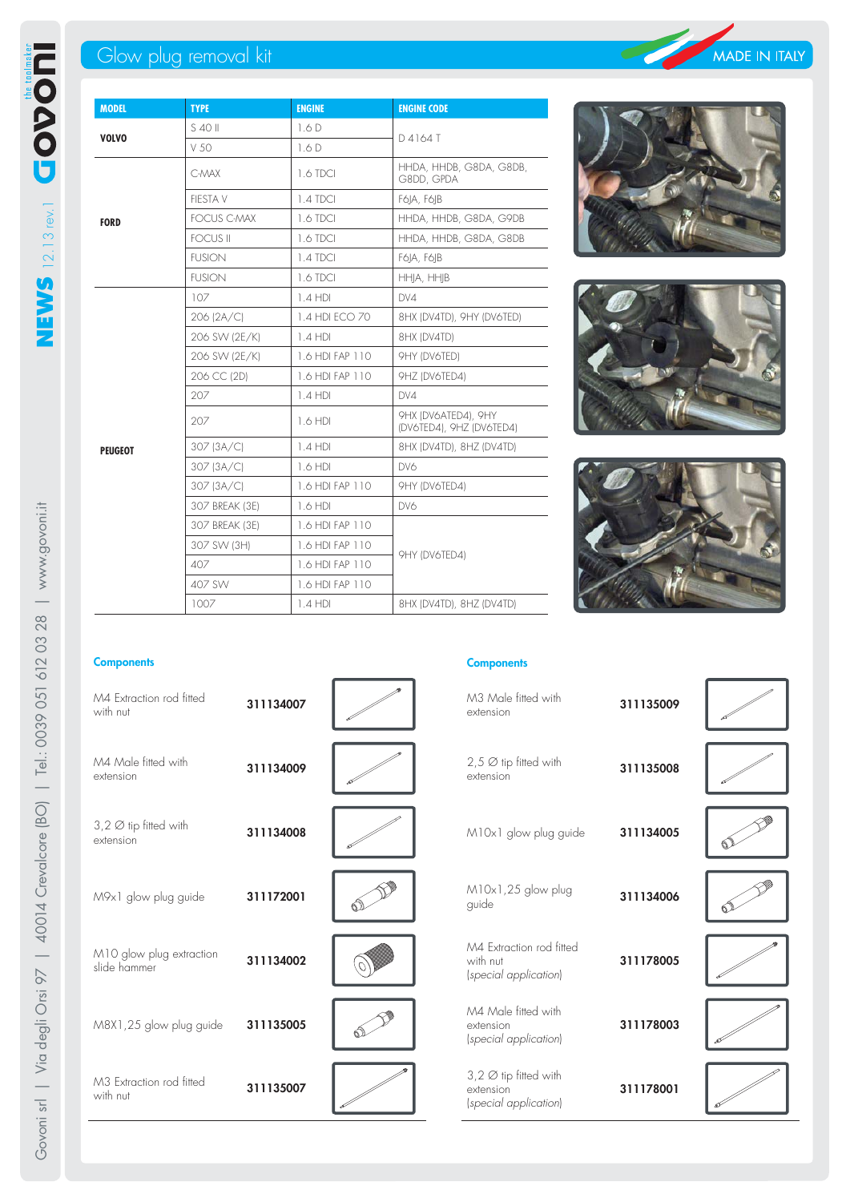# Glow plug removal kit

MADE IN ITALY

| MODEL | TYPE | ENGINE | ENGINE CODE |
|---|---|---|---|
| VOLVO | S 40 II | 1.6 D | D 4164 T |
| | V 50 | 1.6 D | |
| FORD | C-MAX | 1.6 TDCI | HHDA, HHDB, G8DA, G8DB, G8DD, GPDA |
| | FIESTA V | 1.4 TDCI | F6JA, F6JB |
| | FOCUS C-MAX | 1.6 TDCI | HHDA, HHDB, G8DA, G9DB |
| | FOCUS II | 1.6 TDCI | HHDA, HHDB, G8DA, G8DB |
| | FUSION | 1.4 TDCI | F6JA, F6JB |
| | FUSION | 1.6 TDCI | HHJA, HHJB |
| PEUGEOT | 107 | 1.4 HDI | DV4 |
| | 206 (2A/C) | 1.4 HDI ECO 70 | 8HX (DV4TD), 9HY (DV6TED) |
| | 206 SW (2E/K) | 1.4 HDI | 8HX (DV4TD) |
| | 206 SW (2E/K) | 1.6 HDI FAP 110 | 9HY (DV6TED) |
| | 206 CC (2D) | 1.6 HDI FAP 110 | 9HZ (DV6TED4) |
| | 207 | 1.4 HDI | DV4 |
| | 207 | 1.6 HDI | 9HX (DV6ATED4), 9HY (DV6TED4), 9HZ (DV6TED4) |
| | 307 (3A/C) | 1.4 HDI | 8HX (DV4TD), 8HZ (DV4TD) |
| | 307 (3A/C) | 1.6 HDI | DV6 |
| | 307 (3A/C) | 1.6 HDI FAP 110 | 9HY (DV6TED4) |
| | 307 BREAK (3E) | 1.6 HDI | DV6 |
| | 307 BREAK (3E) | 1.6 HDI FAP 110 | 9HY (DV6TED4) |
| | 307 SW (3H) | 1.6 HDI FAP 110 | |
| | 407 | 1.6 HDI FAP 110 | |
| | 407 SW | 1.6 HDI FAP 110 | |
| | 1007 | 1.4 HDI | 8HX (DV4TD), 8HZ (DV4TD) |

## Components

| | |
|---|---|
| M4 Extraction rod fitted with nut | 311134007 |
| M4 Male fitted with extension | 311134009 |
| 3,2 Ø tip fitted with extension | 311134008 |
| M9x1 glow plug guide | 311172001 |
| M10 glow plug extraction slide hammer | 311134002 |
| M8X1,25 glow plug guide | 311135005 |
| M3 Extraction rod fitted with nut | 311135007 |

## Components

| | |
|---|---|
| M3 Male fitted with extension | 311135009 |
| 2,5 Ø tip fitted with extension | 311135008 |
| M10x1 glow plug guide | 311134005 |
| M10x1,25 glow plug guide | 311134006 |
| M4 Extraction rod fitted with nut *(special application)* | 311178005 |
| M4 Male fitted with extension *(special application)* | 311178003 |
| 3,2 Ø tip fitted with extension *(special application)* | 311178001 |